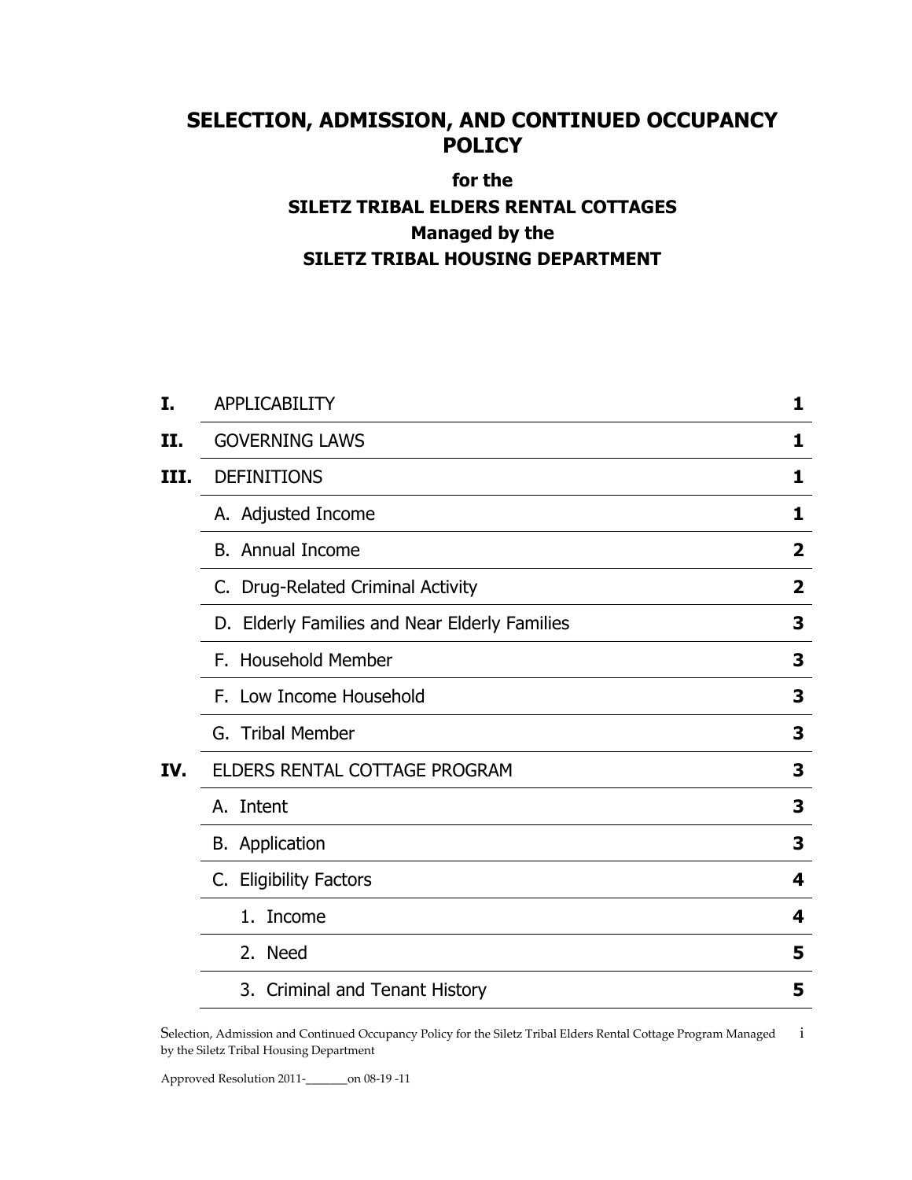# SELECTION, ADMISSION, AND CONTINUED OCCUPANCY POLICY

## for the
## SILETZ TRIBAL ELDERS RENTAL COTTAGES
## Managed by the
## SILETZ TRIBAL HOUSING DEPARTMENT

| | | |
|---|---|---|
| **I.** | APPLICABILITY | **1** |
| **II.** | GOVERNING LAWS | **1** |
| **III.** | DEFINITIONS | **1** |
| | A. Adjusted Income | **1** |
| | B. Annual Income | **2** |
| | C. Drug-Related Criminal Activity | **2** |
| | D. Elderly Families and Near Elderly Families | **3** |
| | F. Household Member | **3** |
| | F. Low Income Household | **3** |
| | G. Tribal Member | **3** |
| **IV.** | ELDERS RENTAL COTTAGE PROGRAM | **3** |
| | A. Intent | **3** |
| | B. Application | **3** |
| | C. Eligibility Factors | **4** |
| | 1. Income | **4** |
| | 2. Need | **5** |
| | 3. Criminal and Tenant History | **5** |

Selection, Admission and Continued Occupancy Policy for the Siletz Tribal Elders Rental Cottage Program Managed by the Siletz Tribal Housing Department

Approved Resolution 2011-_______on 08-19 -11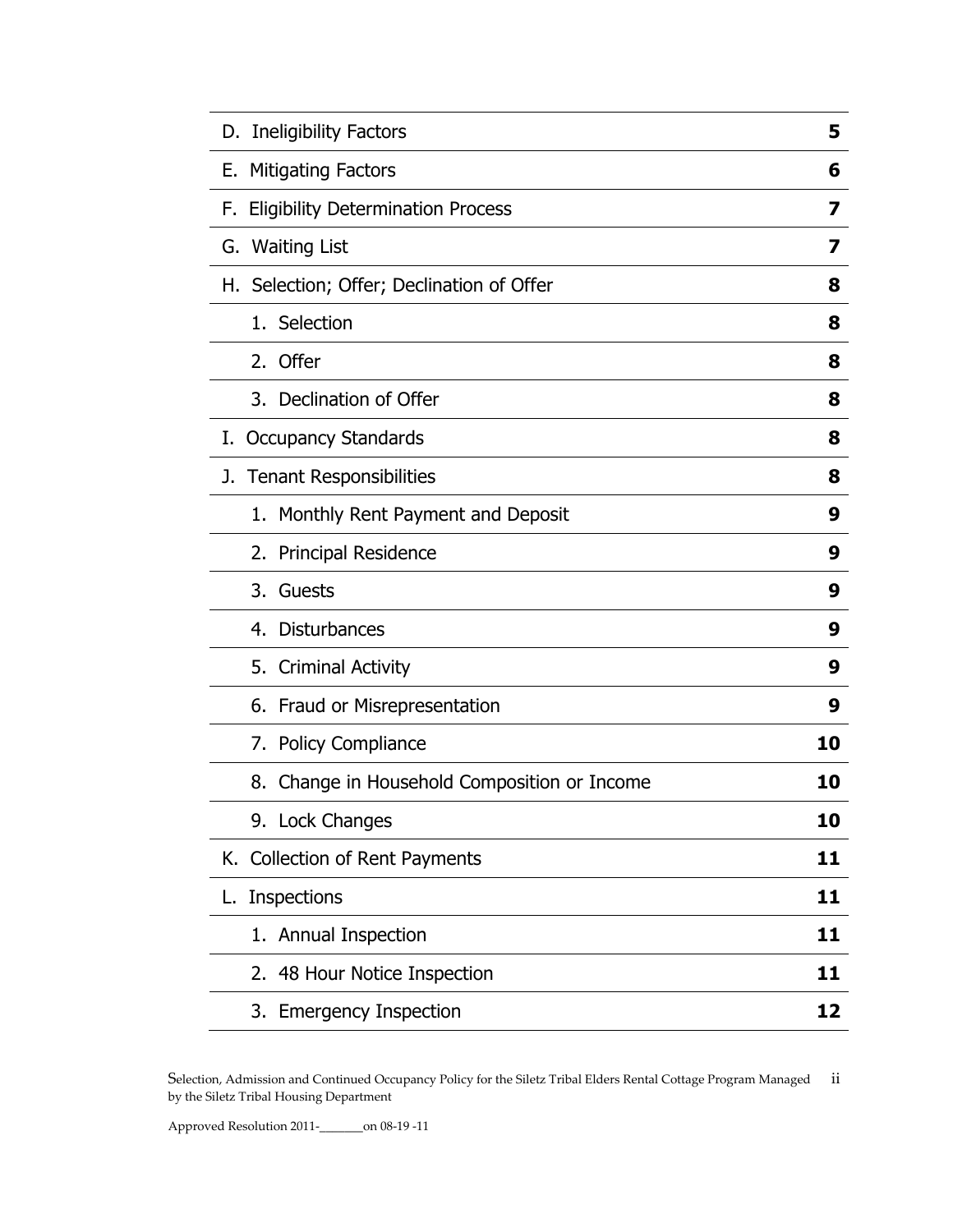| | |
|---|---|
| D. Ineligibility Factors | **5** |
| E. Mitigating Factors | **6** |
| F. Eligibility Determination Process | **7** |
| G. Waiting List | **7** |
| H. Selection; Offer; Declination of Offer | **8** |
| 1. Selection | **8** |
| 2. Offer | **8** |
| 3. Declination of Offer | **8** |
| I. Occupancy Standards | **8** |
| J. Tenant Responsibilities | **8** |
| 1. Monthly Rent Payment and Deposit | **9** |
| 2. Principal Residence | **9** |
| 3. Guests | **9** |
| 4. Disturbances | **9** |
| 5. Criminal Activity | **9** |
| 6. Fraud or Misrepresentation | **9** |
| 7. Policy Compliance | **10** |
| 8. Change in Household Composition or Income | **10** |
| 9. Lock Changes | **10** |
| K. Collection of Rent Payments | **11** |
| L. Inspections | **11** |
| 1. Annual Inspection | **11** |
| 2. 48 Hour Notice Inspection | **11** |
| 3. Emergency Inspection | **12** |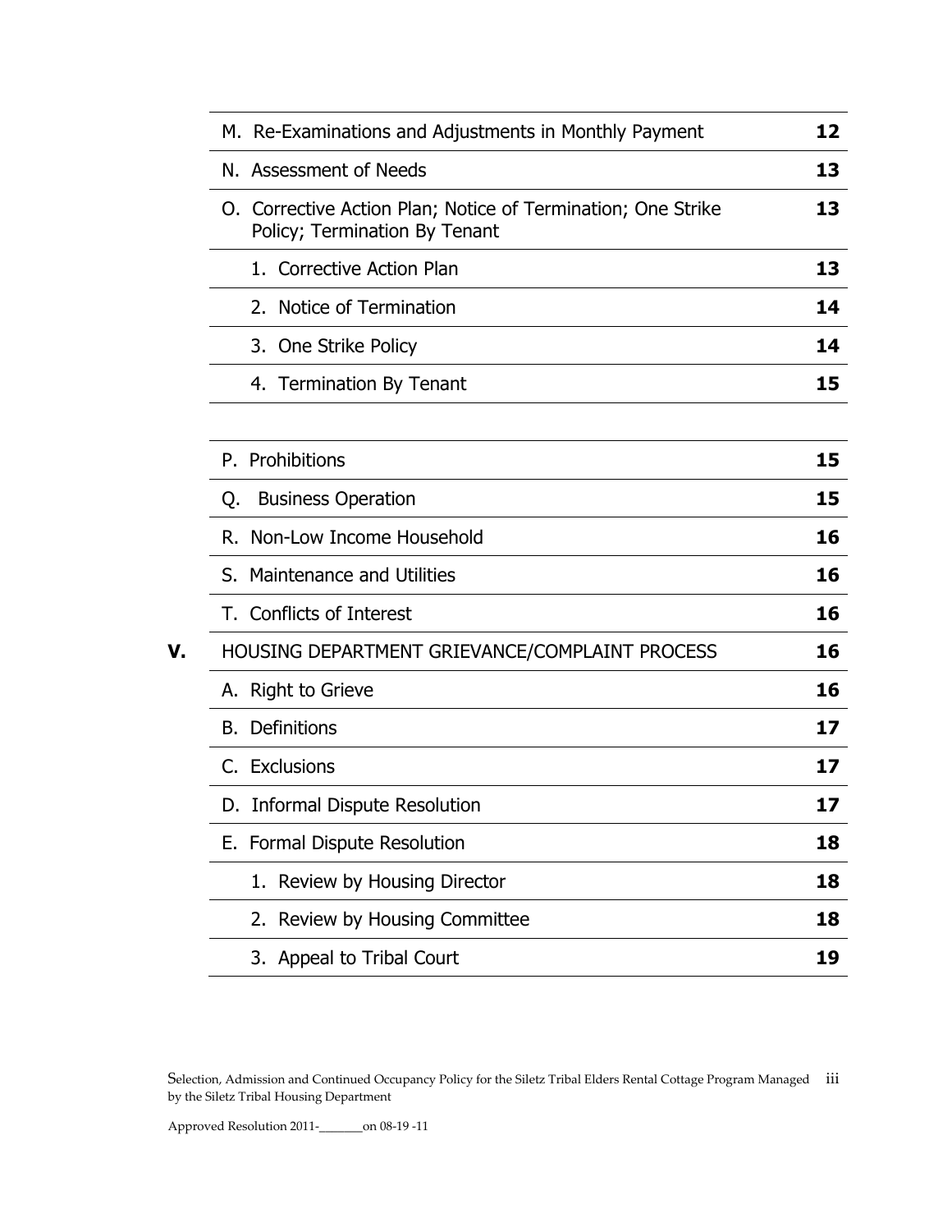| | | |
|---|---|---|
| | M. Re-Examinations and Adjustments in Monthly Payment | **12** |
| | N. Assessment of Needs | **13** |
| | O. Corrective Action Plan; Notice of Termination; One Strike Policy; Termination By Tenant | **13** |
| | 1. Corrective Action Plan | **13** |
| | 2. Notice of Termination | **14** |
| | 3. One Strike Policy | **14** |
| | 4. Termination By Tenant | **15** |
| | P. Prohibitions | **15** |
| | Q. Business Operation | **15** |
| | R. Non-Low Income Household | **16** |
| | S. Maintenance and Utilities | **16** |
| | T. Conflicts of Interest | **16** |
| **V.** | HOUSING DEPARTMENT GRIEVANCE/COMPLAINT PROCESS | **16** |
| | A. Right to Grieve | **16** |
| | B. Definitions | **17** |
| | C. Exclusions | **17** |
| | D. Informal Dispute Resolution | **17** |
| | E. Formal Dispute Resolution | **18** |
| | 1. Review by Housing Director | **18** |
| | 2. Review by Housing Committee | **18** |
| | 3. Appeal to Tribal Court | **19** |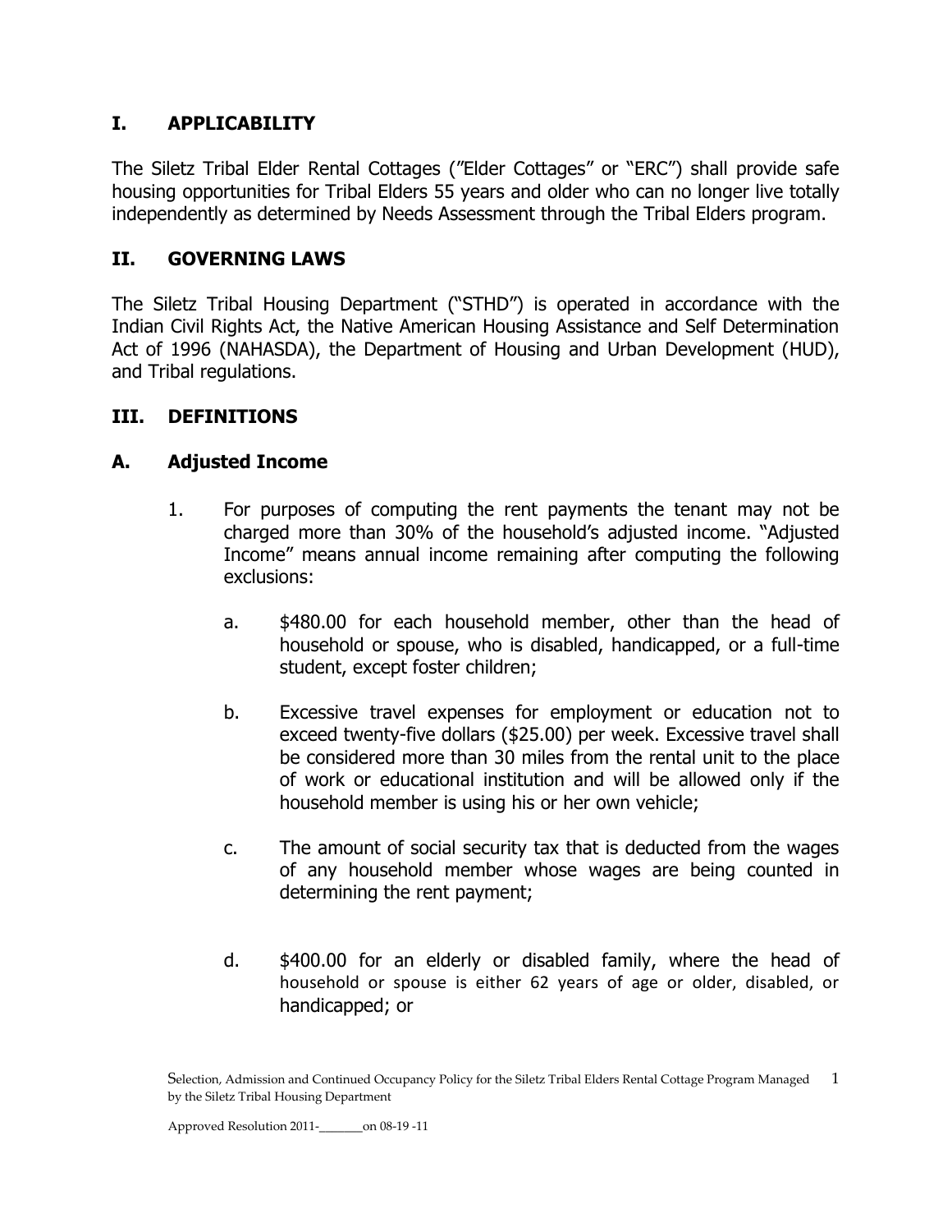## I. APPLICABILITY

The Siletz Tribal Elder Rental Cottages (”Elder Cottages” or “ERC”) shall provide safe housing opportunities for Tribal Elders 55 years and older who can no longer live totally independently as determined by Needs Assessment through the Tribal Elders program.

## II. GOVERNING LAWS

The Siletz Tribal Housing Department (“STHD”) is operated in accordance with the Indian Civil Rights Act, the Native American Housing Assistance and Self Determination Act of 1996 (NAHASDA), the Department of Housing and Urban Development (HUD), and Tribal regulations.

## III. DEFINITIONS

### A. Adjusted Income

1. For purposes of computing the rent payments the tenant may not be charged more than 30% of the household’s adjusted income. “Adjusted Income” means annual income remaining after computing the following exclusions:

   a. $480.00 for each household member, other than the head of household or spouse, who is disabled, handicapped, or a full-time student, except foster children;

   b. Excessive travel expenses for employment or education not to exceed twenty-five dollars ($25.00) per week. Excessive travel shall be considered more than 30 miles from the rental unit to the place of work or educational institution and will be allowed only if the household member is using his or her own vehicle;

   c. The amount of social security tax that is deducted from the wages of any household member whose wages are being counted in determining the rent payment;

   d. $400.00 for an elderly or disabled family, where the head of household or spouse is either 62 years of age or older, disabled, or handicapped; or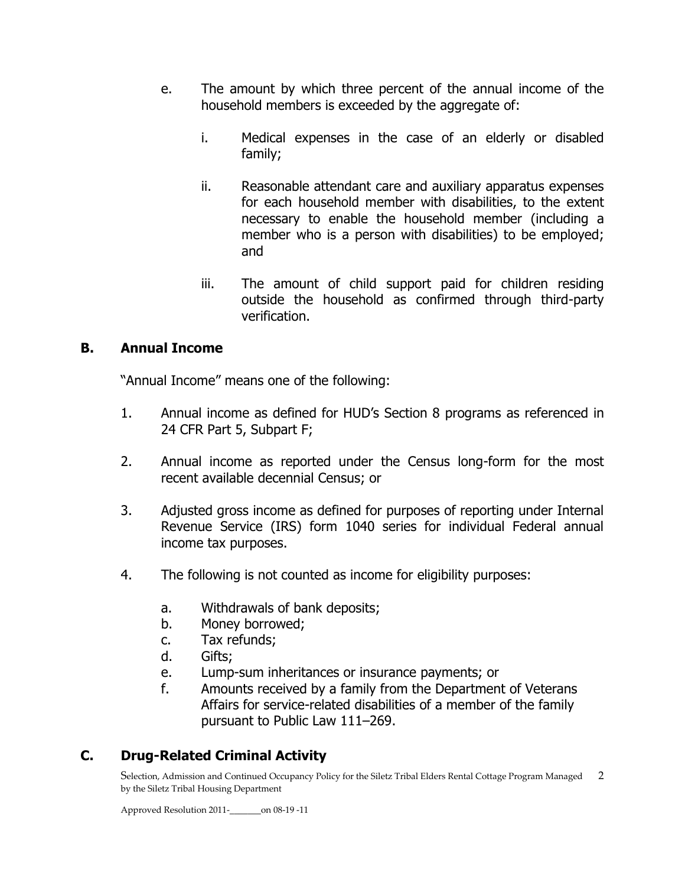e. The amount by which three percent of the annual income of the household members is exceeded by the aggregate of:

   i. Medical expenses in the case of an elderly or disabled family;

   ii. Reasonable attendant care and auxiliary apparatus expenses for each household member with disabilities, to the extent necessary to enable the household member (including a member who is a person with disabilities) to be employed; and

   iii. The amount of child support paid for children residing outside the household as confirmed through third-party verification.

## B. Annual Income

"Annual Income" means one of the following:

1. Annual income as defined for HUD's Section 8 programs as referenced in 24 CFR Part 5, Subpart F;

2. Annual income as reported under the Census long-form for the most recent available decennial Census; or

3. Adjusted gross income as defined for purposes of reporting under Internal Revenue Service (IRS) form 1040 series for individual Federal annual income tax purposes.

4. The following is not counted as income for eligibility purposes:

   a. Withdrawals of bank deposits;
   b. Money borrowed;
   c. Tax refunds;
   d. Gifts;
   e. Lump-sum inheritances or insurance payments; or
   f. Amounts received by a family from the Department of Veterans Affairs for service-related disabilities of a member of the family pursuant to Public Law 111–269.

## C. Drug-Related Criminal Activity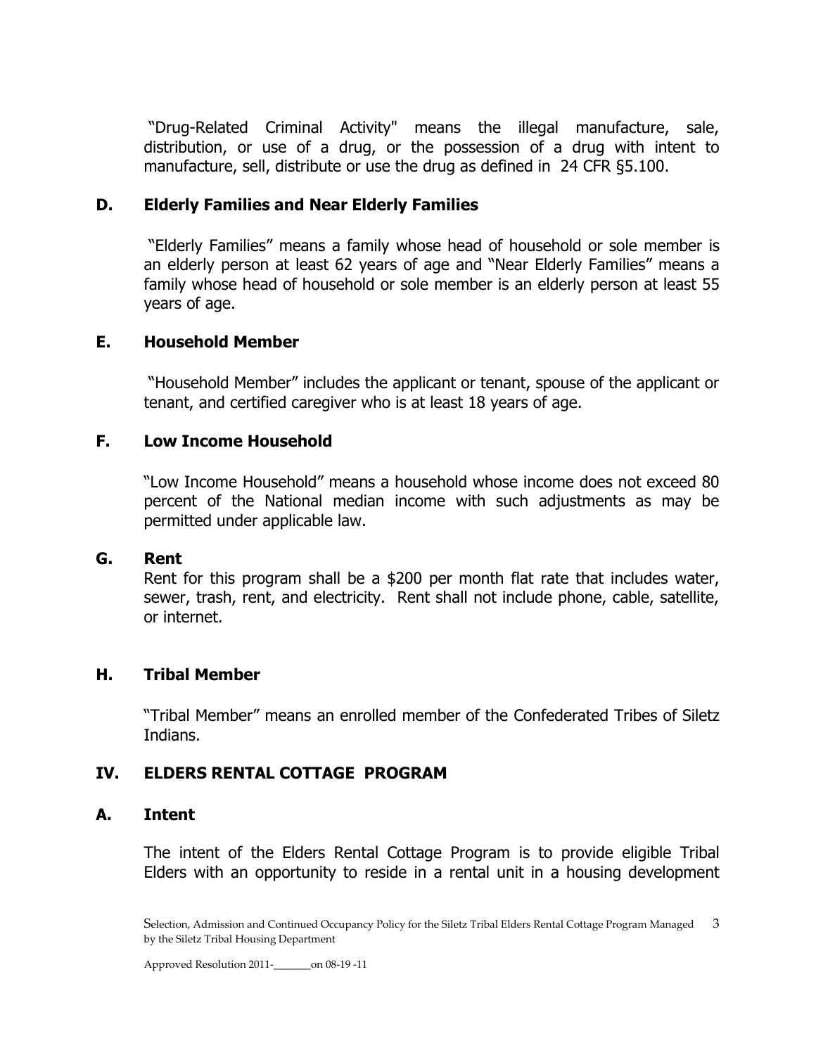"Drug-Related Criminal Activity" means the illegal manufacture, sale, distribution, or use of a drug, or the possession of a drug with intent to manufacture, sell, distribute or use the drug as defined in 24 CFR §5.100.

### D. Elderly Families and Near Elderly Families

"Elderly Families" means a family whose head of household or sole member is an elderly person at least 62 years of age and "Near Elderly Families" means a family whose head of household or sole member is an elderly person at least 55 years of age.

### E. Household Member

"Household Member" includes the applicant or tenant, spouse of the applicant or tenant, and certified caregiver who is at least 18 years of age.

### F. Low Income Household

"Low Income Household" means a household whose income does not exceed 80 percent of the National median income with such adjustments as may be permitted under applicable law.

### G. Rent

Rent for this program shall be a $200 per month flat rate that includes water, sewer, trash, rent, and electricity. Rent shall not include phone, cable, satellite, or internet.

### H. Tribal Member

"Tribal Member" means an enrolled member of the Confederated Tribes of Siletz Indians.

## IV. ELDERS RENTAL COTTAGE PROGRAM

### A. Intent

The intent of the Elders Rental Cottage Program is to provide eligible Tribal Elders with an opportunity to reside in a rental unit in a housing development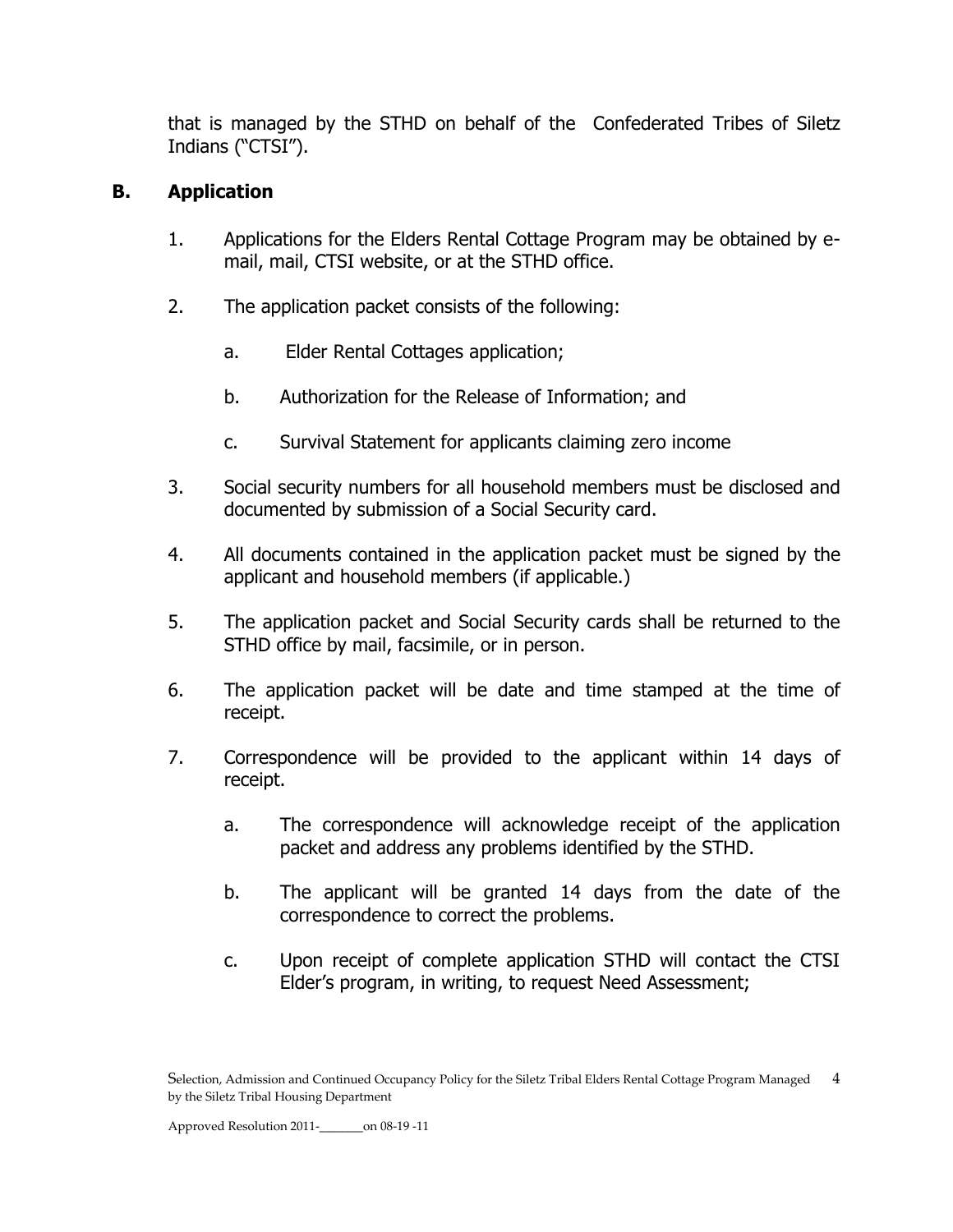that is managed by the STHD on behalf of the  Confederated Tribes of Siletz Indians ("CTSI").

## B. Application

1. Applications for the Elders Rental Cottage Program may be obtained by e-mail, mail, CTSI website, or at the STHD office.

2. The application packet consists of the following:

   a. Elder Rental Cottages application;

   b. Authorization for the Release of Information; and

   c. Survival Statement for applicants claiming zero income

3. Social security numbers for all household members must be disclosed and documented by submission of a Social Security card.

4. All documents contained in the application packet must be signed by the applicant and household members (if applicable.)

5. The application packet and Social Security cards shall be returned to the STHD office by mail, facsimile, or in person.

6. The application packet will be date and time stamped at the time of receipt.

7. Correspondence will be provided to the applicant within 14 days of receipt.

   a. The correspondence will acknowledge receipt of the application packet and address any problems identified by the STHD.

   b. The applicant will be granted 14 days from the date of the correspondence to correct the problems.

   c. Upon receipt of complete application STHD will contact the CTSI Elder's program, in writing, to request Need Assessment;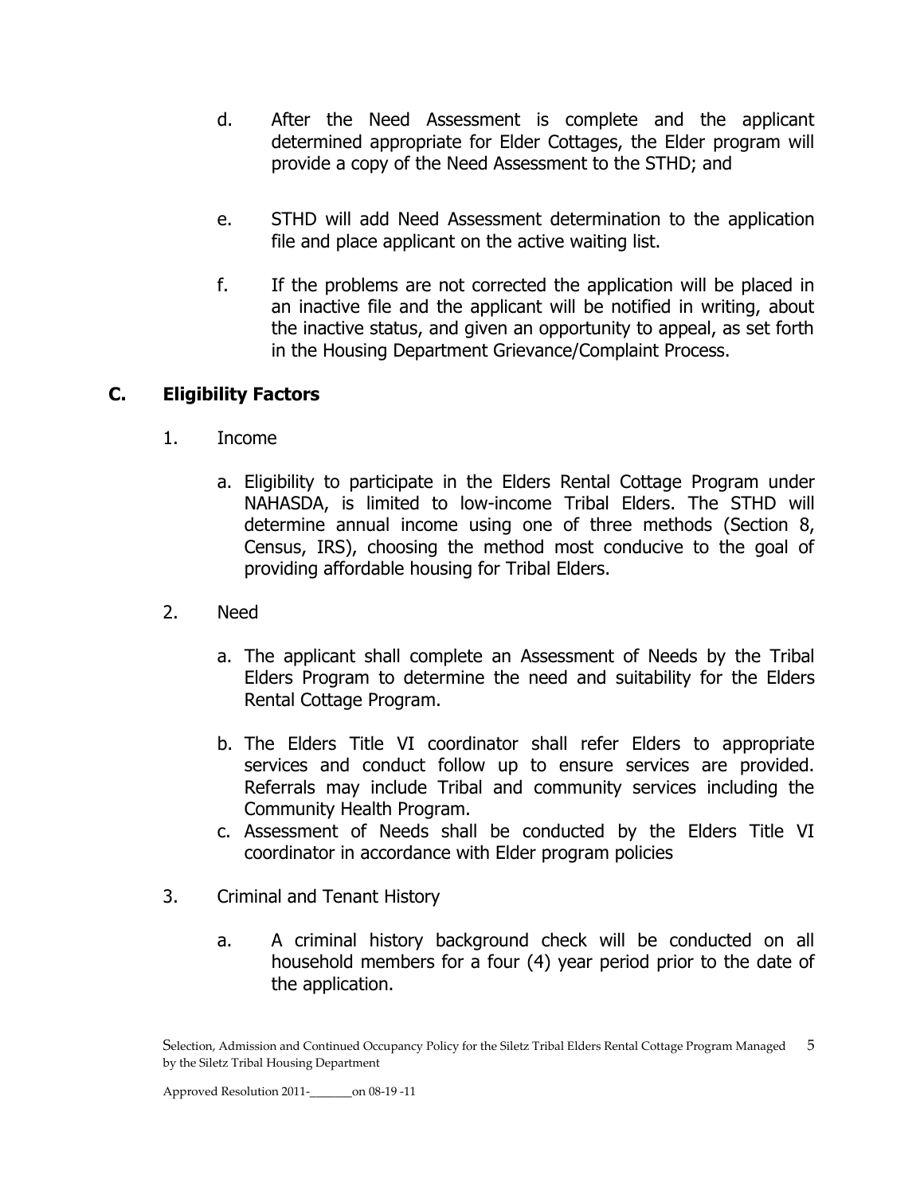d. After the Need Assessment is complete and the applicant determined appropriate for Elder Cottages, the Elder program will provide a copy of the Need Assessment to the STHD; and

e. STHD will add Need Assessment determination to the application file and place applicant on the active waiting list.

f. If the problems are not corrected the application will be placed in an inactive file and the applicant will be notified in writing, about the inactive status, and given an opportunity to appeal, as set forth in the Housing Department Grievance/Complaint Process.

## C. Eligibility Factors

1. Income

   a. Eligibility to participate in the Elders Rental Cottage Program under NAHASDA, is limited to low-income Tribal Elders. The STHD will determine annual income using one of three methods (Section 8, Census, IRS), choosing the method most conducive to the goal of providing affordable housing for Tribal Elders.

2. Need

   a. The applicant shall complete an Assessment of Needs by the Tribal Elders Program to determine the need and suitability for the Elders Rental Cottage Program.

   b. The Elders Title VI coordinator shall refer Elders to appropriate services and conduct follow up to ensure services are provided. Referrals may include Tribal and community services including the Community Health Program.

   c. Assessment of Needs shall be conducted by the Elders Title VI coordinator in accordance with Elder program policies

3. Criminal and Tenant History

   a. A criminal history background check will be conducted on all household members for a four (4) year period prior to the date of the application.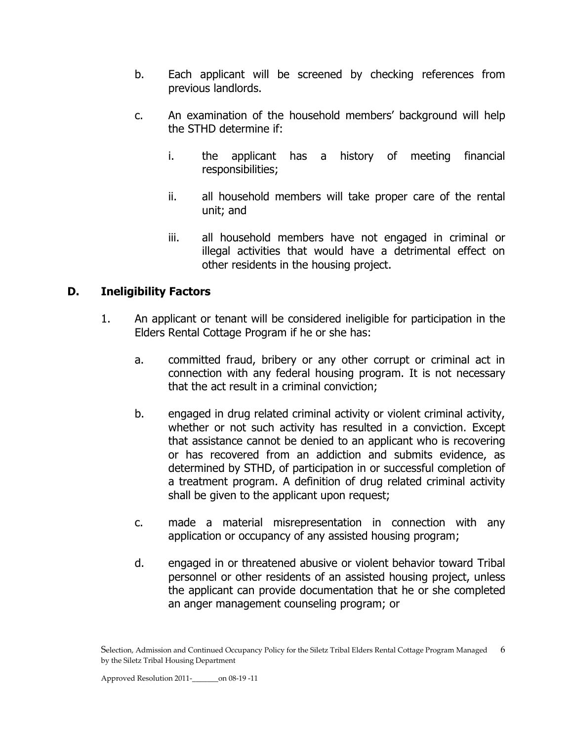b. Each applicant will be screened by checking references from previous landlords.

c. An examination of the household members' background will help the STHD determine if:

   i. the applicant has a history of meeting financial responsibilities;

   ii. all household members will take proper care of the rental unit; and

   iii. all household members have not engaged in criminal or illegal activities that would have a detrimental effect on other residents in the housing project.

## D. Ineligibility Factors

1. An applicant or tenant will be considered ineligible for participation in the Elders Rental Cottage Program if he or she has:

   a. committed fraud, bribery or any other corrupt or criminal act in connection with any federal housing program. It is not necessary that the act result in a criminal conviction;

   b. engaged in drug related criminal activity or violent criminal activity, whether or not such activity has resulted in a conviction. Except that assistance cannot be denied to an applicant who is recovering or has recovered from an addiction and submits evidence, as determined by STHD, of participation in or successful completion of a treatment program. A definition of drug related criminal activity shall be given to the applicant upon request;

   c. made a material misrepresentation in connection with any application or occupancy of any assisted housing program;

   d. engaged in or threatened abusive or violent behavior toward Tribal personnel or other residents of an assisted housing project, unless the applicant can provide documentation that he or she completed an anger management counseling program; or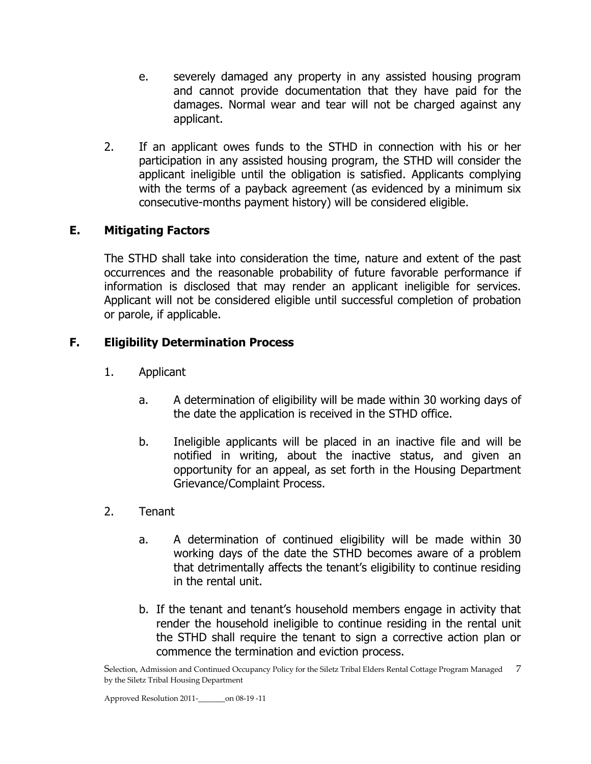e. severely damaged any property in any assisted housing program and cannot provide documentation that they have paid for the damages. Normal wear and tear will not be charged against any applicant.

2. If an applicant owes funds to the STHD in connection with his or her participation in any assisted housing program, the STHD will consider the applicant ineligible until the obligation is satisfied. Applicants complying with the terms of a payback agreement (as evidenced by a minimum six consecutive-months payment history) will be considered eligible.

## E. Mitigating Factors

The STHD shall take into consideration the time, nature and extent of the past occurrences and the reasonable probability of future favorable performance if information is disclosed that may render an applicant ineligible for services. Applicant will not be considered eligible until successful completion of probation or parole, if applicable.

## F. Eligibility Determination Process

1. Applicant

   a. A determination of eligibility will be made within 30 working days of the date the application is received in the STHD office.

   b. Ineligible applicants will be placed in an inactive file and will be notified in writing, about the inactive status, and given an opportunity for an appeal, as set forth in the Housing Department Grievance/Complaint Process.

2. Tenant

   a. A determination of continued eligibility will be made within 30 working days of the date the STHD becomes aware of a problem that detrimentally affects the tenant's eligibility to continue residing in the rental unit.

   b. If the tenant and tenant's household members engage in activity that render the household ineligible to continue residing in the rental unit the STHD shall require the tenant to sign a corrective action plan or commence the termination and eviction process.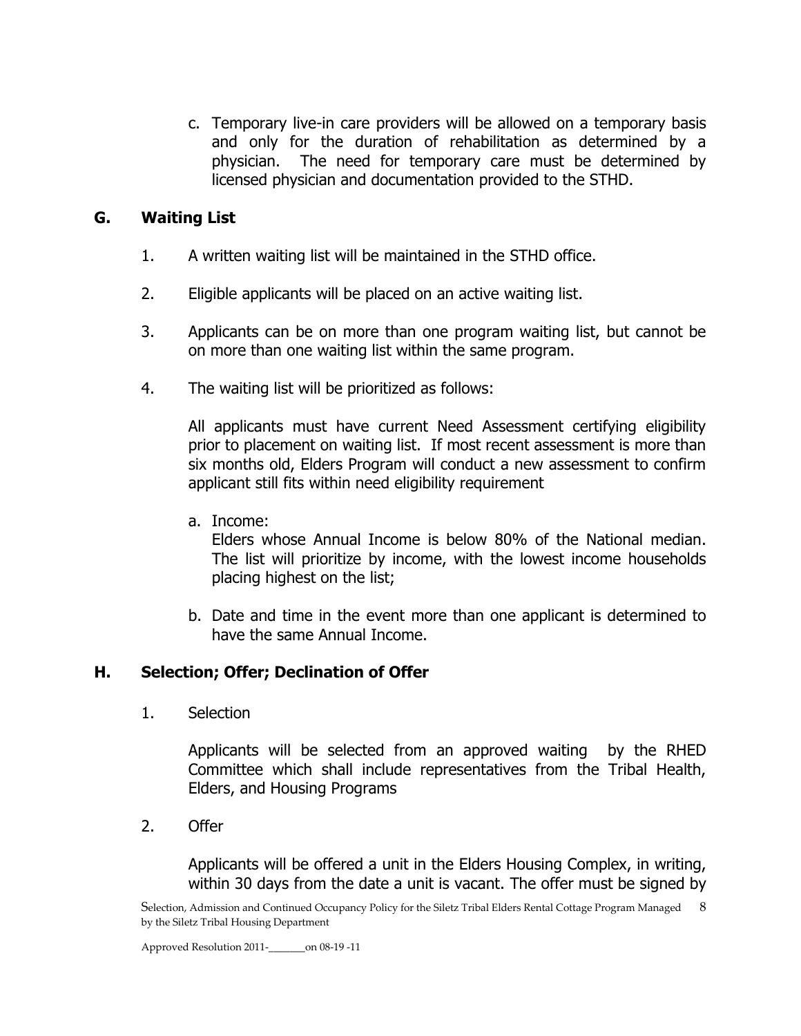c. Temporary live-in care providers will be allowed on a temporary basis and only for the duration of rehabilitation as determined by a physician. The need for temporary care must be determined by licensed physician and documentation provided to the STHD.

## G. Waiting List

1. A written waiting list will be maintained in the STHD office.

2. Eligible applicants will be placed on an active waiting list.

3. Applicants can be on more than one program waiting list, but cannot be on more than one waiting list within the same program.

4. The waiting list will be prioritized as follows:

   All applicants must have current Need Assessment certifying eligibility prior to placement on waiting list. If most recent assessment is more than six months old, Elders Program will conduct a new assessment to confirm applicant still fits within need eligibility requirement

   a. Income:
      Elders whose Annual Income is below 80% of the National median. The list will prioritize by income, with the lowest income households placing highest on the list;

   b. Date and time in the event more than one applicant is determined to have the same Annual Income.

## H. Selection; Offer; Declination of Offer

1. Selection

   Applicants will be selected from an approved waiting by the RHED Committee which shall include representatives from the Tribal Health, Elders, and Housing Programs

2. Offer

   Applicants will be offered a unit in the Elders Housing Complex, in writing, within 30 days from the date a unit is vacant. The offer must be signed by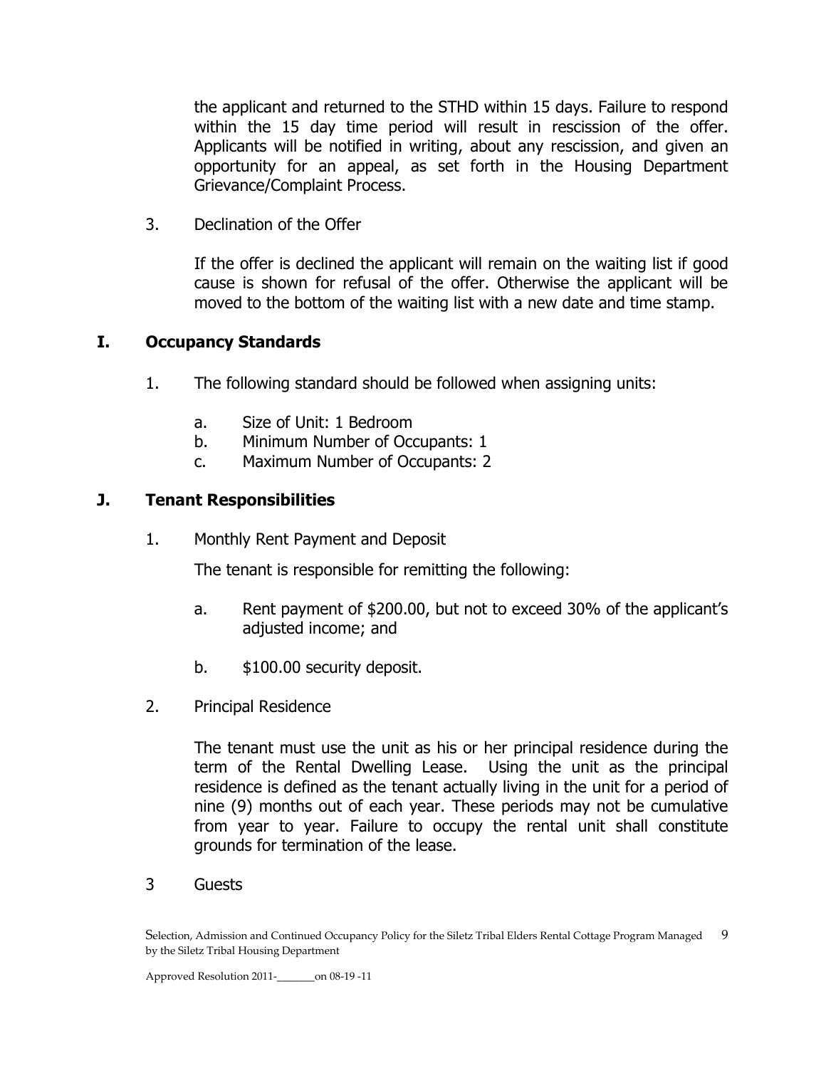the applicant and returned to the STHD within 15 days. Failure to respond within the 15 day time period will result in rescission of the offer. Applicants will be notified in writing, about any rescission, and given an opportunity for an appeal, as set forth in the Housing Department Grievance/Complaint Process.

3. Declination of the Offer

   If the offer is declined the applicant will remain on the waiting list if good cause is shown for refusal of the offer. Otherwise the applicant will be moved to the bottom of the waiting list with a new date and time stamp.

## I. Occupancy Standards

1. The following standard should be followed when assigning units:

   a. Size of Unit: 1 Bedroom
   b. Minimum Number of Occupants: 1
   c. Maximum Number of Occupants: 2

## J. Tenant Responsibilities

1. Monthly Rent Payment and Deposit

   The tenant is responsible for remitting the following:

   a. Rent payment of $200.00, but not to exceed 30% of the applicant's adjusted income; and

   b. $100.00 security deposit.

2. Principal Residence

   The tenant must use the unit as his or her principal residence during the term of the Rental Dwelling Lease. Using the unit as the principal residence is defined as the tenant actually living in the unit for a period of nine (9) months out of each year. These periods may not be cumulative from year to year. Failure to occupy the rental unit shall constitute grounds for termination of the lease.

3 Guests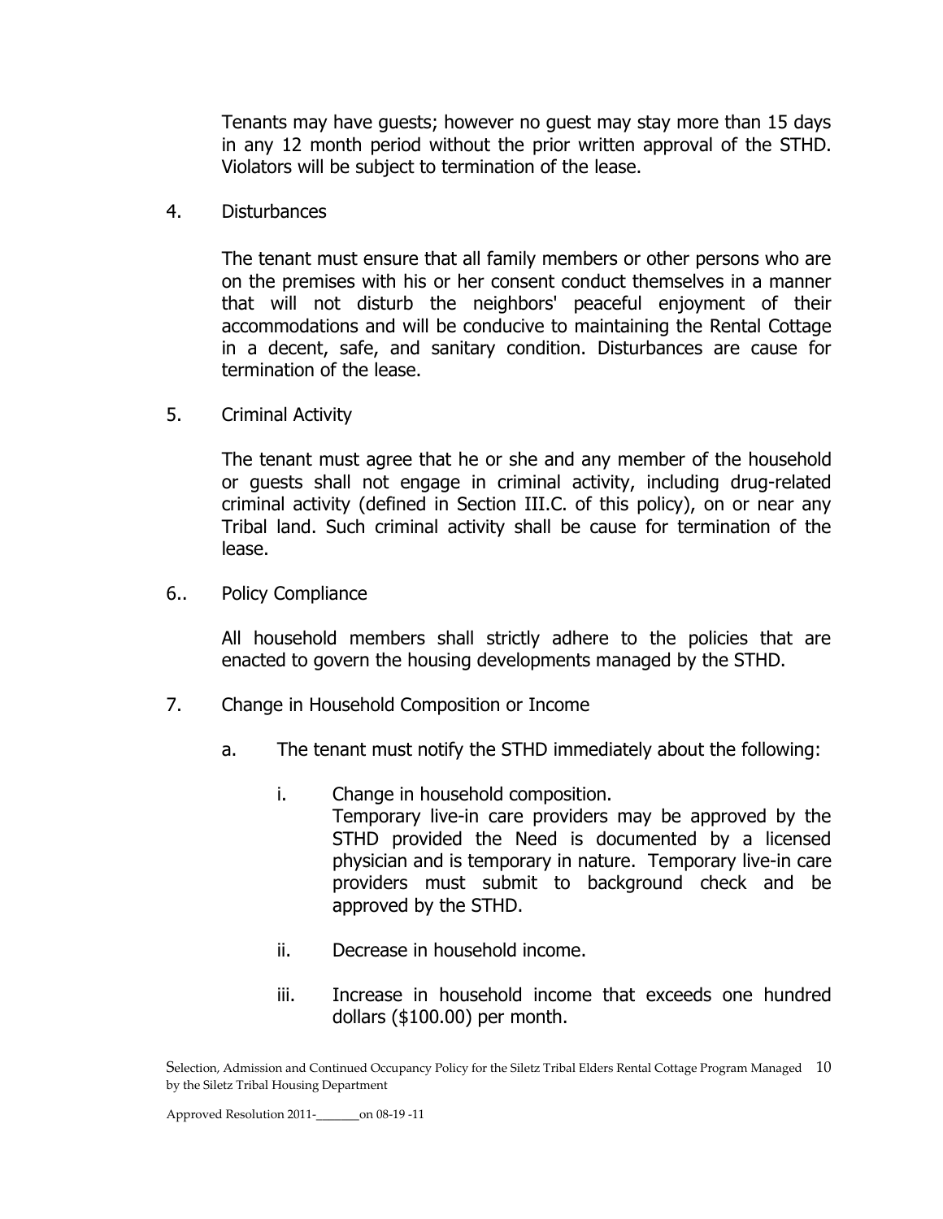Tenants may have guests; however no guest may stay more than 15 days in any 12 month period without the prior written approval of the STHD. Violators will be subject to termination of the lease.

4. Disturbances

   The tenant must ensure that all family members or other persons who are on the premises with his or her consent conduct themselves in a manner that will not disturb the neighbors' peaceful enjoyment of their accommodations and will be conducive to maintaining the Rental Cottage in a decent, safe, and sanitary condition. Disturbances are cause for termination of the lease.

5. Criminal Activity

   The tenant must agree that he or she and any member of the household or guests shall not engage in criminal activity, including drug-related criminal activity (defined in Section III.C. of this policy), on or near any Tribal land. Such criminal activity shall be cause for termination of the lease.

6.. Policy Compliance

   All household members shall strictly adhere to the policies that are enacted to govern the housing developments managed by the STHD.

7. Change in Household Composition or Income

   a. The tenant must notify the STHD immediately about the following:

      i. Change in household composition.
         Temporary live-in care providers may be approved by the STHD provided the Need is documented by a licensed physician and is temporary in nature. Temporary live-in care providers must submit to background check and be approved by the STHD.

      ii. Decrease in household income.

      iii. Increase in household income that exceeds one hundred dollars ($100.00) per month.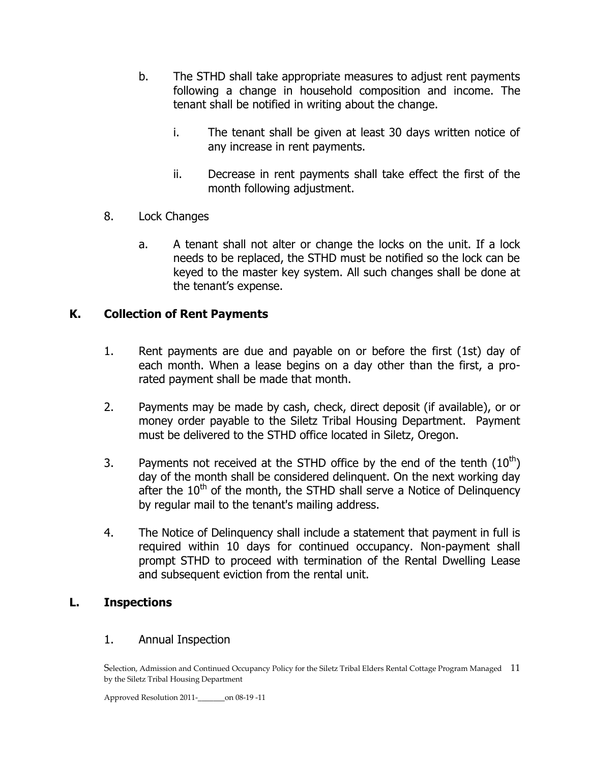b. The STHD shall take appropriate measures to adjust rent payments following a change in household composition and income. The tenant shall be notified in writing about the change.

    i. The tenant shall be given at least 30 days written notice of any increase in rent payments.

    ii. Decrease in rent payments shall take effect the first of the month following adjustment.

8. Lock Changes

    a. A tenant shall not alter or change the locks on the unit. If a lock needs to be replaced, the STHD must be notified so the lock can be keyed to the master key system. All such changes shall be done at the tenant's expense.

## K. Collection of Rent Payments

1. Rent payments are due and payable on or before the first (1st) day of each month. When a lease begins on a day other than the first, a pro-rated payment shall be made that month.

2. Payments may be made by cash, check, direct deposit (if available), or or money order payable to the Siletz Tribal Housing Department. Payment must be delivered to the STHD office located in Siletz, Oregon.

3. Payments not received at the STHD office by the end of the tenth (10th) day of the month shall be considered delinquent. On the next working day after the 10th of the month, the STHD shall serve a Notice of Delinquency by regular mail to the tenant's mailing address.

4. The Notice of Delinquency shall include a statement that payment in full is required within 10 days for continued occupancy. Non-payment shall prompt STHD to proceed with termination of the Rental Dwelling Lease and subsequent eviction from the rental unit.

## L. Inspections

1. Annual Inspection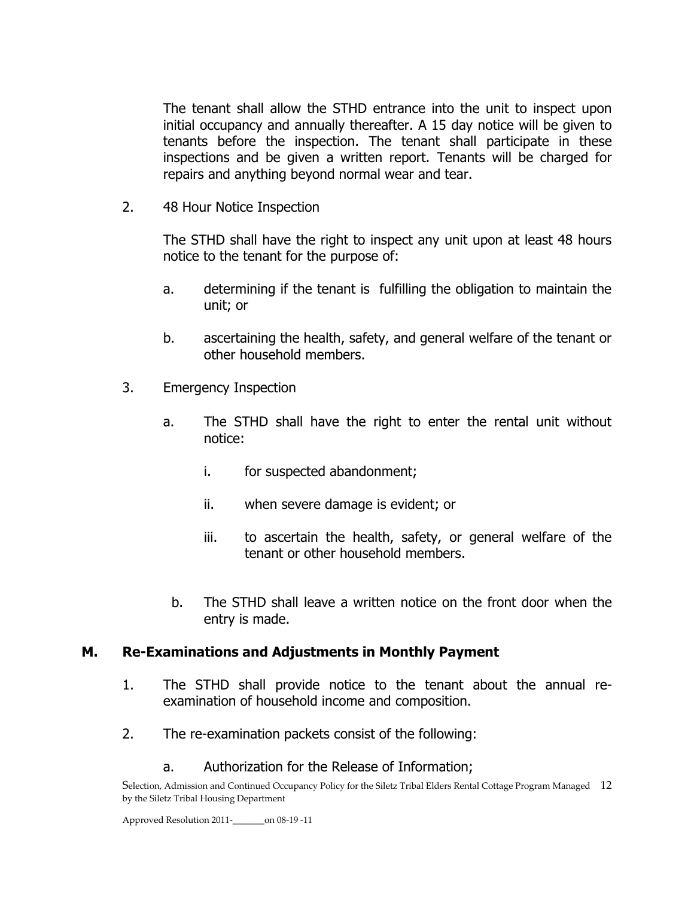The tenant shall allow the STHD entrance into the unit to inspect upon initial occupancy and annually thereafter. A 15 day notice will be given to tenants before the inspection. The tenant shall participate in these inspections and be given a written report. Tenants will be charged for repairs and anything beyond normal wear and tear.

2. 48 Hour Notice Inspection

   The STHD shall have the right to inspect any unit upon at least 48 hours notice to the tenant for the purpose of:

   a. determining if the tenant is fulfilling the obligation to maintain the unit; or

   b. ascertaining the health, safety, and general welfare of the tenant or other household members.

3. Emergency Inspection

   a. The STHD shall have the right to enter the rental unit without notice:

      i. for suspected abandonment;

      ii. when severe damage is evident; or

      iii. to ascertain the health, safety, or general welfare of the tenant or other household members.

   b. The STHD shall leave a written notice on the front door when the entry is made.

## M. Re-Examinations and Adjustments in Monthly Payment

1. The STHD shall provide notice to the tenant about the annual re-examination of household income and composition.

2. The re-examination packets consist of the following:

   a. Authorization for the Release of Information;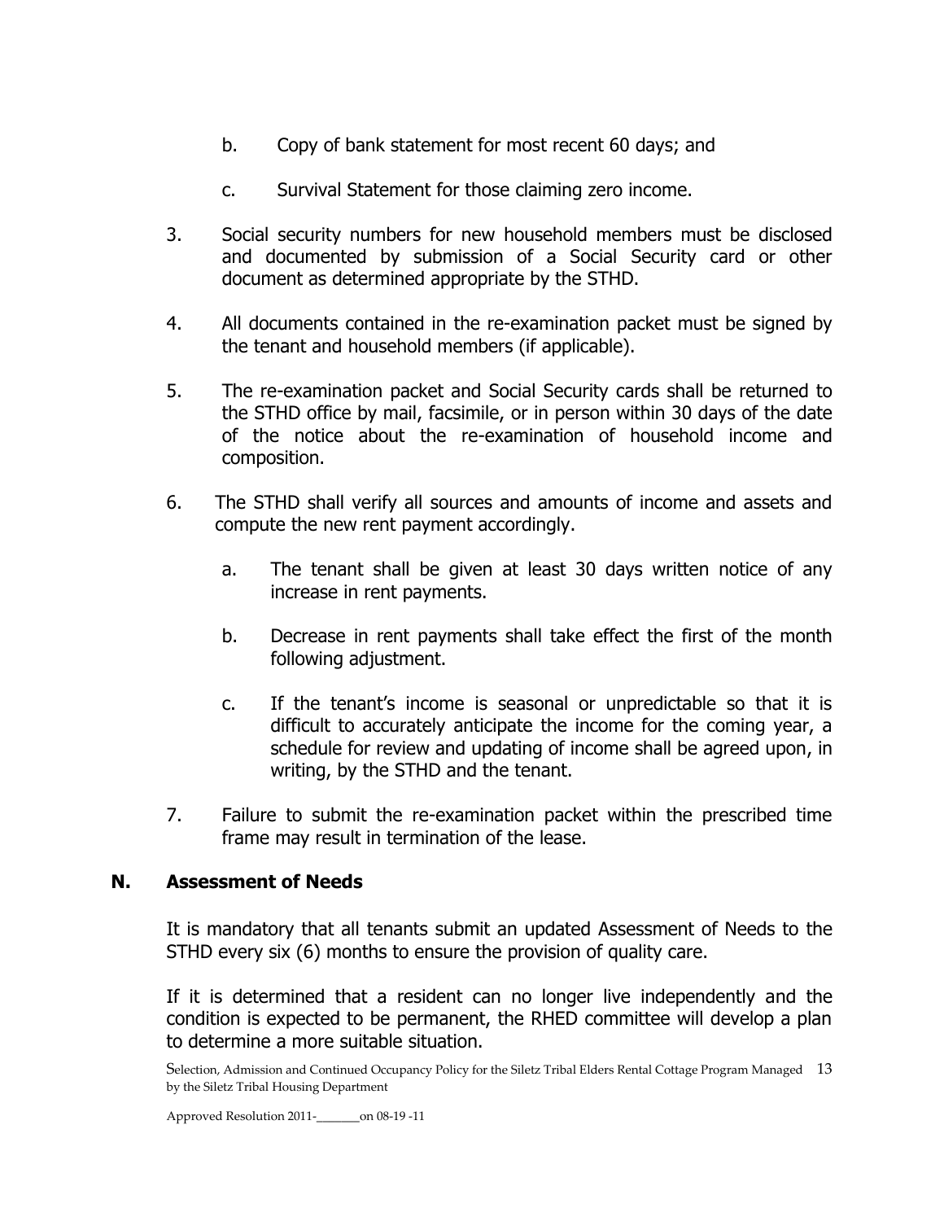b. Copy of bank statement for most recent 60 days; and

c. Survival Statement for those claiming zero income.

3. Social security numbers for new household members must be disclosed and documented by submission of a Social Security card or other document as determined appropriate by the STHD.

4. All documents contained in the re-examination packet must be signed by the tenant and household members (if applicable).

5. The re-examination packet and Social Security cards shall be returned to the STHD office by mail, facsimile, or in person within 30 days of the date of the notice about the re-examination of household income and composition.

6. The STHD shall verify all sources and amounts of income and assets and compute the new rent payment accordingly.

   a. The tenant shall be given at least 30 days written notice of any increase in rent payments.

   b. Decrease in rent payments shall take effect the first of the month following adjustment.

   c. If the tenant's income is seasonal or unpredictable so that it is difficult to accurately anticipate the income for the coming year, a schedule for review and updating of income shall be agreed upon, in writing, by the STHD and the tenant.

7. Failure to submit the re-examination packet within the prescribed time frame may result in termination of the lease.

## N. Assessment of Needs

It is mandatory that all tenants submit an updated Assessment of Needs to the STHD every six (6) months to ensure the provision of quality care.

If it is determined that a resident can no longer live independently and the condition is expected to be permanent, the RHED committee will develop a plan to determine a more suitable situation.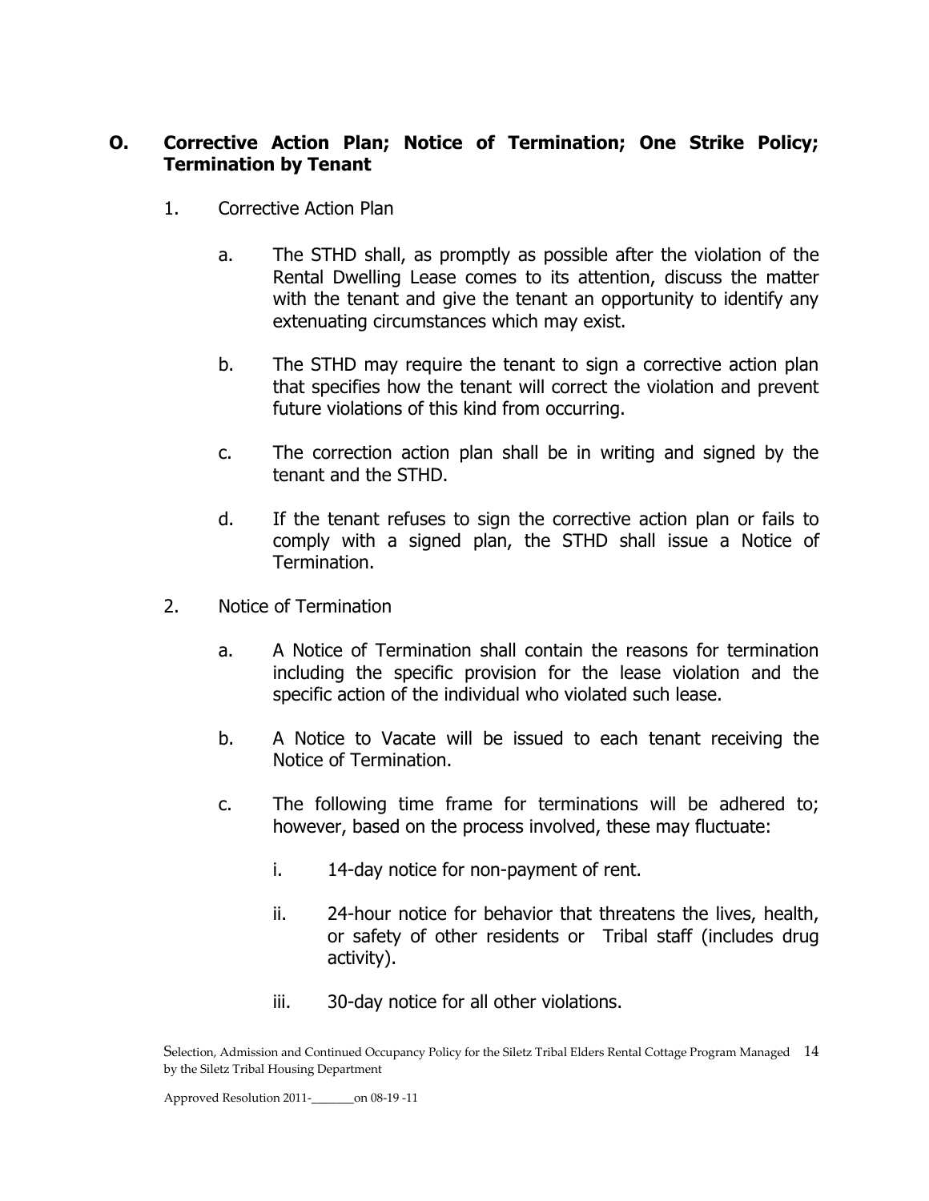## O. Corrective Action Plan; Notice of Termination; One Strike Policy; Termination by Tenant

1. Corrective Action Plan

   a. The STHD shall, as promptly as possible after the violation of the Rental Dwelling Lease comes to its attention, discuss the matter with the tenant and give the tenant an opportunity to identify any extenuating circumstances which may exist.

   b. The STHD may require the tenant to sign a corrective action plan that specifies how the tenant will correct the violation and prevent future violations of this kind from occurring.

   c. The correction action plan shall be in writing and signed by the tenant and the STHD.

   d. If the tenant refuses to sign the corrective action plan or fails to comply with a signed plan, the STHD shall issue a Notice of Termination.

2. Notice of Termination

   a. A Notice of Termination shall contain the reasons for termination including the specific provision for the lease violation and the specific action of the individual who violated such lease.

   b. A Notice to Vacate will be issued to each tenant receiving the Notice of Termination.

   c. The following time frame for terminations will be adhered to; however, based on the process involved, these may fluctuate:

      i. 14-day notice for non-payment of rent.

      ii. 24-hour notice for behavior that threatens the lives, health, or safety of other residents or Tribal staff (includes drug activity).

      iii. 30-day notice for all other violations.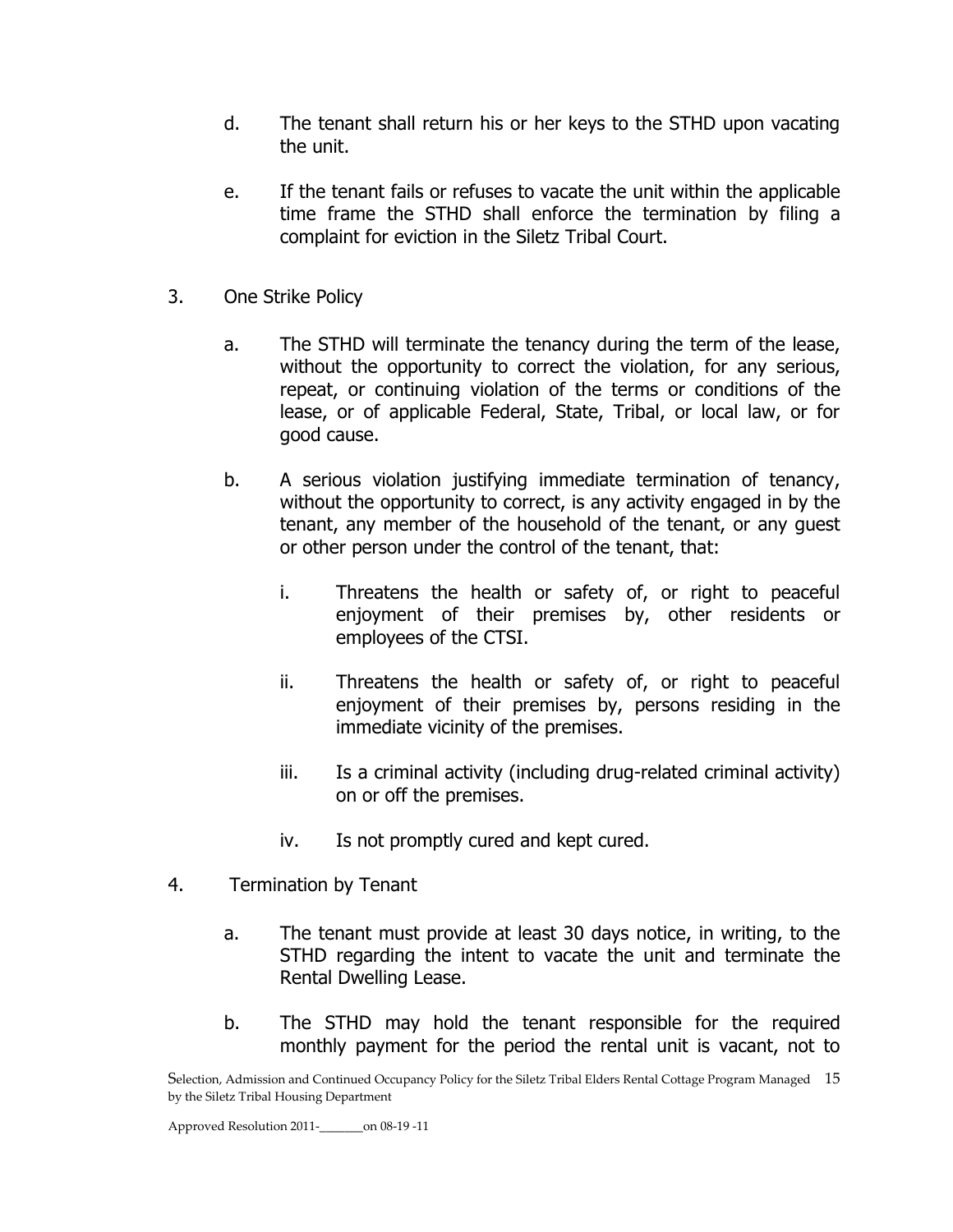d. The tenant shall return his or her keys to the STHD upon vacating the unit.

e. If the tenant fails or refuses to vacate the unit within the applicable time frame the STHD shall enforce the termination by filing a complaint for eviction in the Siletz Tribal Court.

3. One Strike Policy

   a. The STHD will terminate the tenancy during the term of the lease, without the opportunity to correct the violation, for any serious, repeat, or continuing violation of the terms or conditions of the lease, or of applicable Federal, State, Tribal, or local law, or for good cause.

   b. A serious violation justifying immediate termination of tenancy, without the opportunity to correct, is any activity engaged in by the tenant, any member of the household of the tenant, or any guest or other person under the control of the tenant, that:

      i. Threatens the health or safety of, or right to peaceful enjoyment of their premises by, other residents or employees of the CTSI.

      ii. Threatens the health or safety of, or right to peaceful enjoyment of their premises by, persons residing in the immediate vicinity of the premises.

      iii. Is a criminal activity (including drug-related criminal activity) on or off the premises.

      iv. Is not promptly cured and kept cured.

4. Termination by Tenant

   a. The tenant must provide at least 30 days notice, in writing, to the STHD regarding the intent to vacate the unit and terminate the Rental Dwelling Lease.

   b. The STHD may hold the tenant responsible for the required monthly payment for the period the rental unit is vacant, not to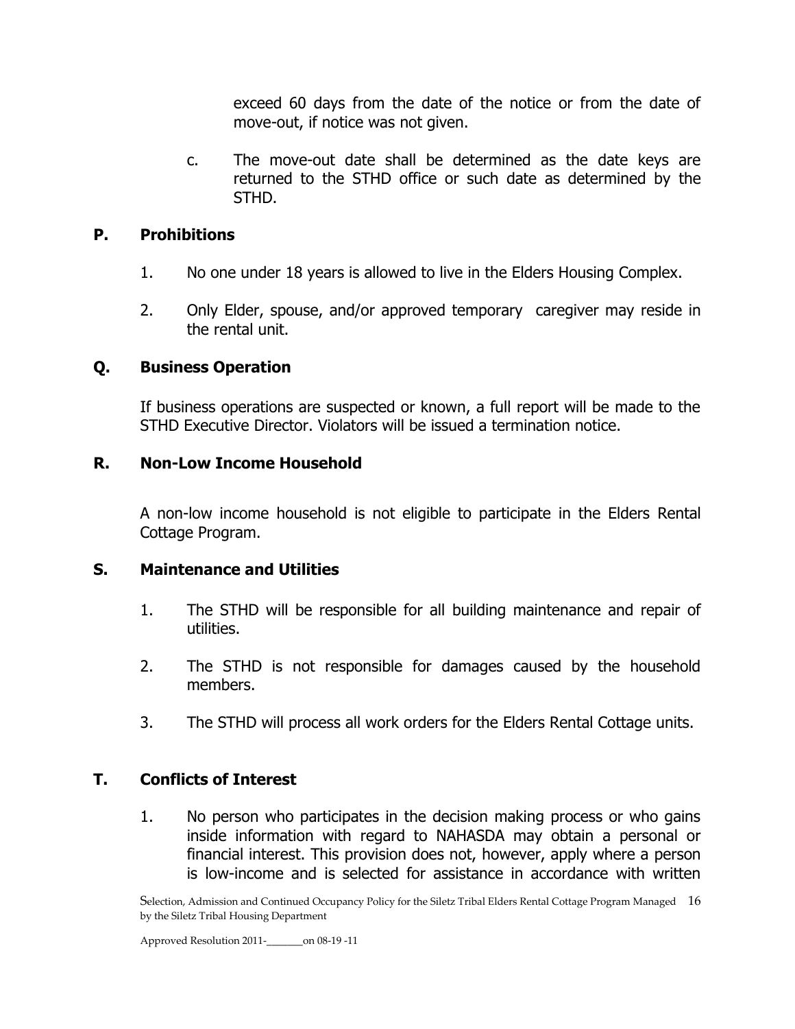exceed 60 days from the date of the notice or from the date of move-out, if notice was not given.

c. The move-out date shall be determined as the date keys are returned to the STHD office or such date as determined by the STHD.

## P. Prohibitions

1. No one under 18 years is allowed to live in the Elders Housing Complex.

2. Only Elder, spouse, and/or approved temporary caregiver may reside in the rental unit.

## Q. Business Operation

If business operations are suspected or known, a full report will be made to the STHD Executive Director. Violators will be issued a termination notice.

## R. Non-Low Income Household

A non-low income household is not eligible to participate in the Elders Rental Cottage Program.

## S. Maintenance and Utilities

1. The STHD will be responsible for all building maintenance and repair of utilities.

2. The STHD is not responsible for damages caused by the household members.

3. The STHD will process all work orders for the Elders Rental Cottage units.

## T. Conflicts of Interest

1. No person who participates in the decision making process or who gains inside information with regard to NAHASDA may obtain a personal or financial interest. This provision does not, however, apply where a person is low-income and is selected for assistance in accordance with written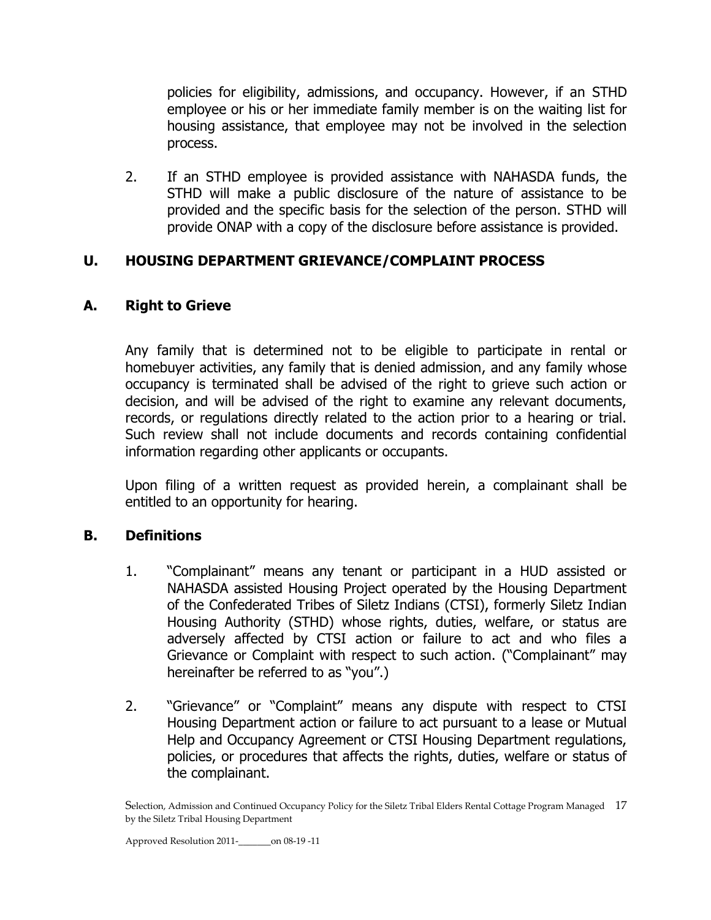policies for eligibility, admissions, and occupancy. However, if an STHD employee or his or her immediate family member is on the waiting list for housing assistance, that employee may not be involved in the selection process.

2. If an STHD employee is provided assistance with NAHASDA funds, the STHD will make a public disclosure of the nature of assistance to be provided and the specific basis for the selection of the person. STHD will provide ONAP with a copy of the disclosure before assistance is provided.

## U. HOUSING DEPARTMENT GRIEVANCE/COMPLAINT PROCESS

### A. Right to Grieve

Any family that is determined not to be eligible to participate in rental or homebuyer activities, any family that is denied admission, and any family whose occupancy is terminated shall be advised of the right to grieve such action or decision, and will be advised of the right to examine any relevant documents, records, or regulations directly related to the action prior to a hearing or trial. Such review shall not include documents and records containing confidential information regarding other applicants or occupants.

Upon filing of a written request as provided herein, a complainant shall be entitled to an opportunity for hearing.

### B. Definitions

1. "Complainant" means any tenant or participant in a HUD assisted or NAHASDA assisted Housing Project operated by the Housing Department of the Confederated Tribes of Siletz Indians (CTSI), formerly Siletz Indian Housing Authority (STHD) whose rights, duties, welfare, or status are adversely affected by CTSI action or failure to act and who files a Grievance or Complaint with respect to such action. ("Complainant" may hereinafter be referred to as "you".)

2. "Grievance" or "Complaint" means any dispute with respect to CTSI Housing Department action or failure to act pursuant to a lease or Mutual Help and Occupancy Agreement or CTSI Housing Department regulations, policies, or procedures that affects the rights, duties, welfare or status of the complainant.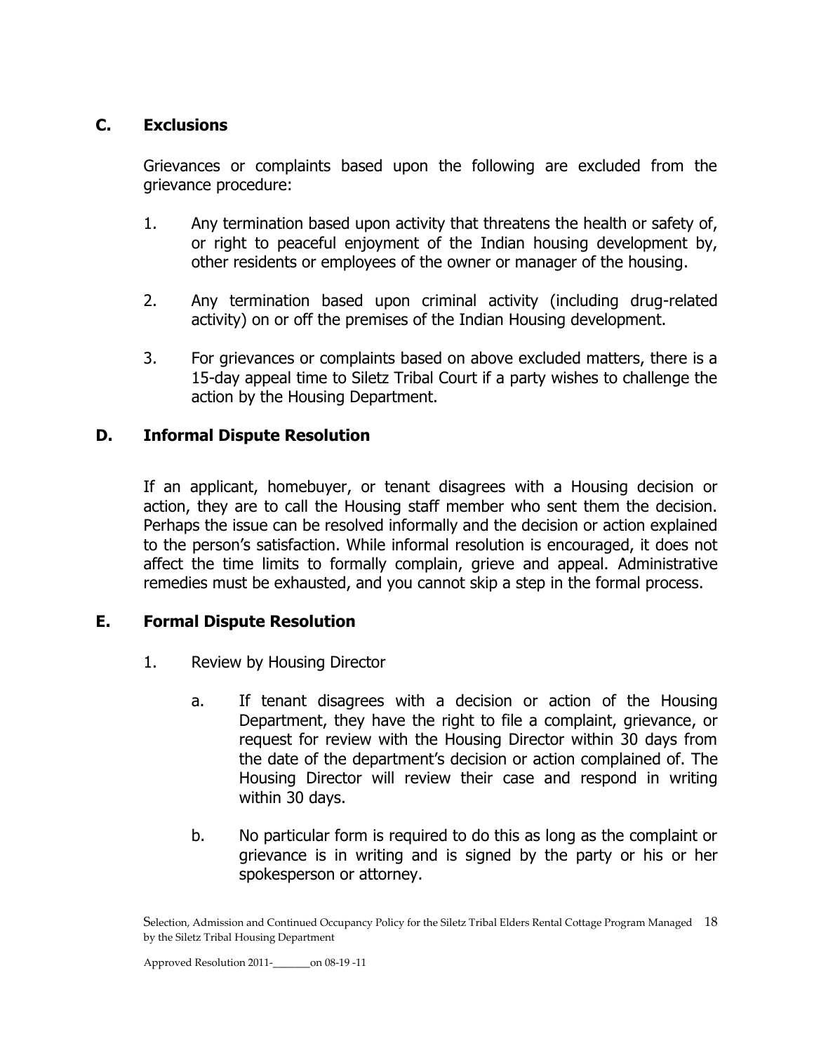## C. Exclusions

Grievances or complaints based upon the following are excluded from the grievance procedure:

1. Any termination based upon activity that threatens the health or safety of, or right to peaceful enjoyment of the Indian housing development by, other residents or employees of the owner or manager of the housing.

2. Any termination based upon criminal activity (including drug-related activity) on or off the premises of the Indian Housing development.

3. For grievances or complaints based on above excluded matters, there is a 15-day appeal time to Siletz Tribal Court if a party wishes to challenge the action by the Housing Department.

## D. Informal Dispute Resolution

If an applicant, homebuyer, or tenant disagrees with a Housing decision or action, they are to call the Housing staff member who sent them the decision. Perhaps the issue can be resolved informally and the decision or action explained to the person's satisfaction. While informal resolution is encouraged, it does not affect the time limits to formally complain, grieve and appeal. Administrative remedies must be exhausted, and you cannot skip a step in the formal process.

## E. Formal Dispute Resolution

1. Review by Housing Director

   a. If tenant disagrees with a decision or action of the Housing Department, they have the right to file a complaint, grievance, or request for review with the Housing Director within 30 days from the date of the department's decision or action complained of. The Housing Director will review their case and respond in writing within 30 days.

   b. No particular form is required to do this as long as the complaint or grievance is in writing and is signed by the party or his or her spokesperson or attorney.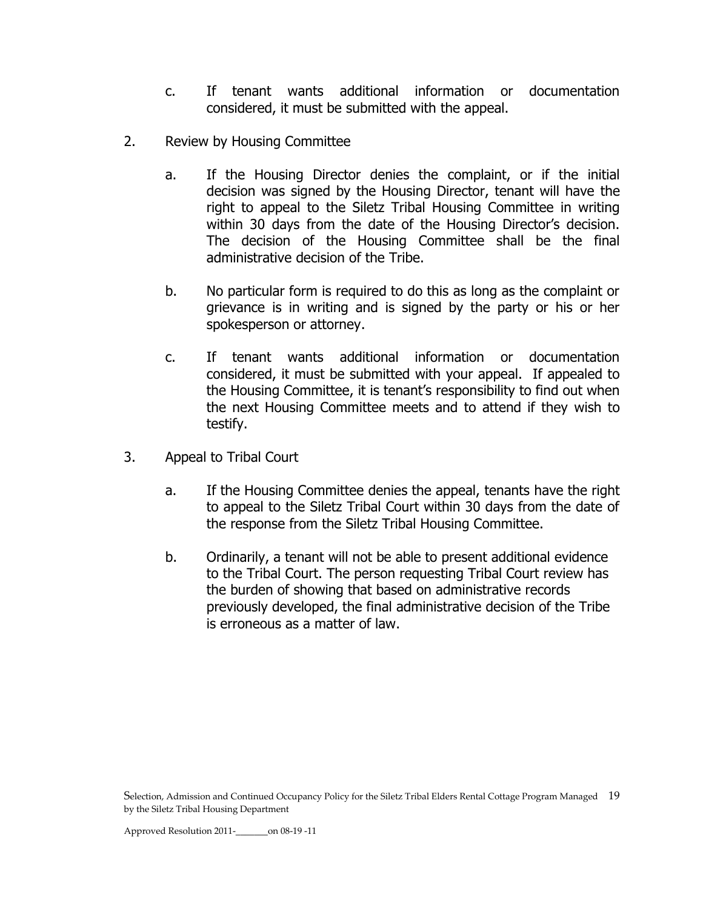c. If tenant wants additional information or documentation considered, it must be submitted with the appeal.

2. Review by Housing Committee

   a. If the Housing Director denies the complaint, or if the initial decision was signed by the Housing Director, tenant will have the right to appeal to the Siletz Tribal Housing Committee in writing within 30 days from the date of the Housing Director's decision. The decision of the Housing Committee shall be the final administrative decision of the Tribe.

   b. No particular form is required to do this as long as the complaint or grievance is in writing and is signed by the party or his or her spokesperson or attorney.

   c. If tenant wants additional information or documentation considered, it must be submitted with your appeal. If appealed to the Housing Committee, it is tenant's responsibility to find out when the next Housing Committee meets and to attend if they wish to testify.

3. Appeal to Tribal Court

   a. If the Housing Committee denies the appeal, tenants have the right to appeal to the Siletz Tribal Court within 30 days from the date of the response from the Siletz Tribal Housing Committee.

   b. Ordinarily, a tenant will not be able to present additional evidence to the Tribal Court. The person requesting Tribal Court review has the burden of showing that based on administrative records previously developed, the final administrative decision of the Tribe is erroneous as a matter of law.